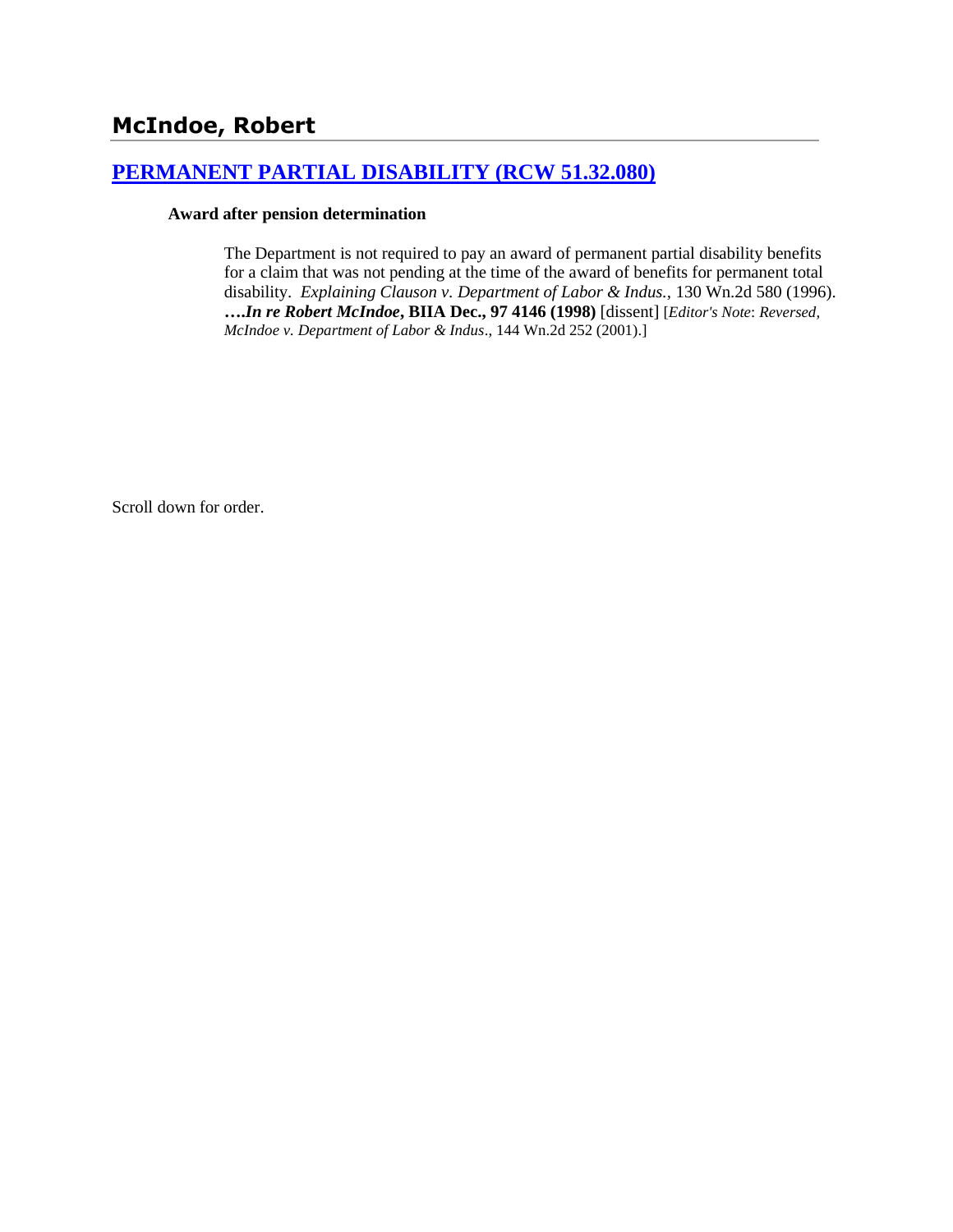# McIndoe, Robert

## [PERMANENT PARTIAL DISABILITY (RCW 51.32.080)]

### Award after pension determination

The Department is not required to pay an award of permanent partial disability benefits for a claim that was not pending at the time of the award of benefits for permanent total disability. *Explaining Clauson v. Department of Labor & Indus.*, 130 Wn.2d 580 (1996). ***….In re Robert McIndoe*, BIIA Dec., 97 4146 (1998)** [dissent] [*Editor's Note*: *Reversed, McIndoe v. Department of Labor & Indus*., 144 Wn.2d 252 (2001).]

Scroll down for order.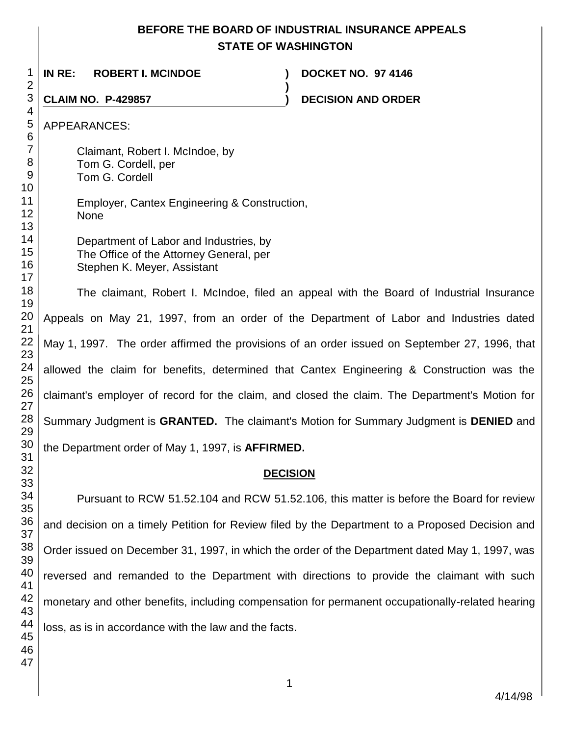# BEFORE THE BOARD OF INDUSTRIAL INSURANCE APPEALS
## STATE OF WASHINGTON

**IN RE: ROBERT I. MCINDOE** ) **DOCKET NO. 97 4146**
)
**CLAIM NO. P-429857** ) **DECISION AND ORDER**

APPEARANCES:

Claimant, Robert I. McIndoe, by
Tom G. Cordell, per
Tom G. Cordell

Employer, Cantex Engineering & Construction,
None

Department of Labor and Industries, by
The Office of the Attorney General, per
Stephen K. Meyer, Assistant

The claimant, Robert I. McIndoe, filed an appeal with the Board of Industrial Insurance Appeals on May 21, 1997, from an order of the Department of Labor and Industries dated May 1, 1997. The order affirmed the provisions of an order issued on September 27, 1996, that allowed the claim for benefits, determined that Cantex Engineering & Construction was the claimant's employer of record for the claim, and closed the claim. The Department's Motion for Summary Judgment is **GRANTED.** The claimant's Motion for Summary Judgment is **DENIED** and the Department order of May 1, 1997, is **AFFIRMED.**

**DECISION**

Pursuant to RCW 51.52.104 and RCW 51.52.106, this matter is before the Board for review and decision on a timely Petition for Review filed by the Department to a Proposed Decision and Order issued on December 31, 1997, in which the order of the Department dated May 1, 1997, was reversed and remanded to the Department with directions to provide the claimant with such monetary and other benefits, including compensation for permanent occupationally-related hearing loss, as is in accordance with the law and the facts.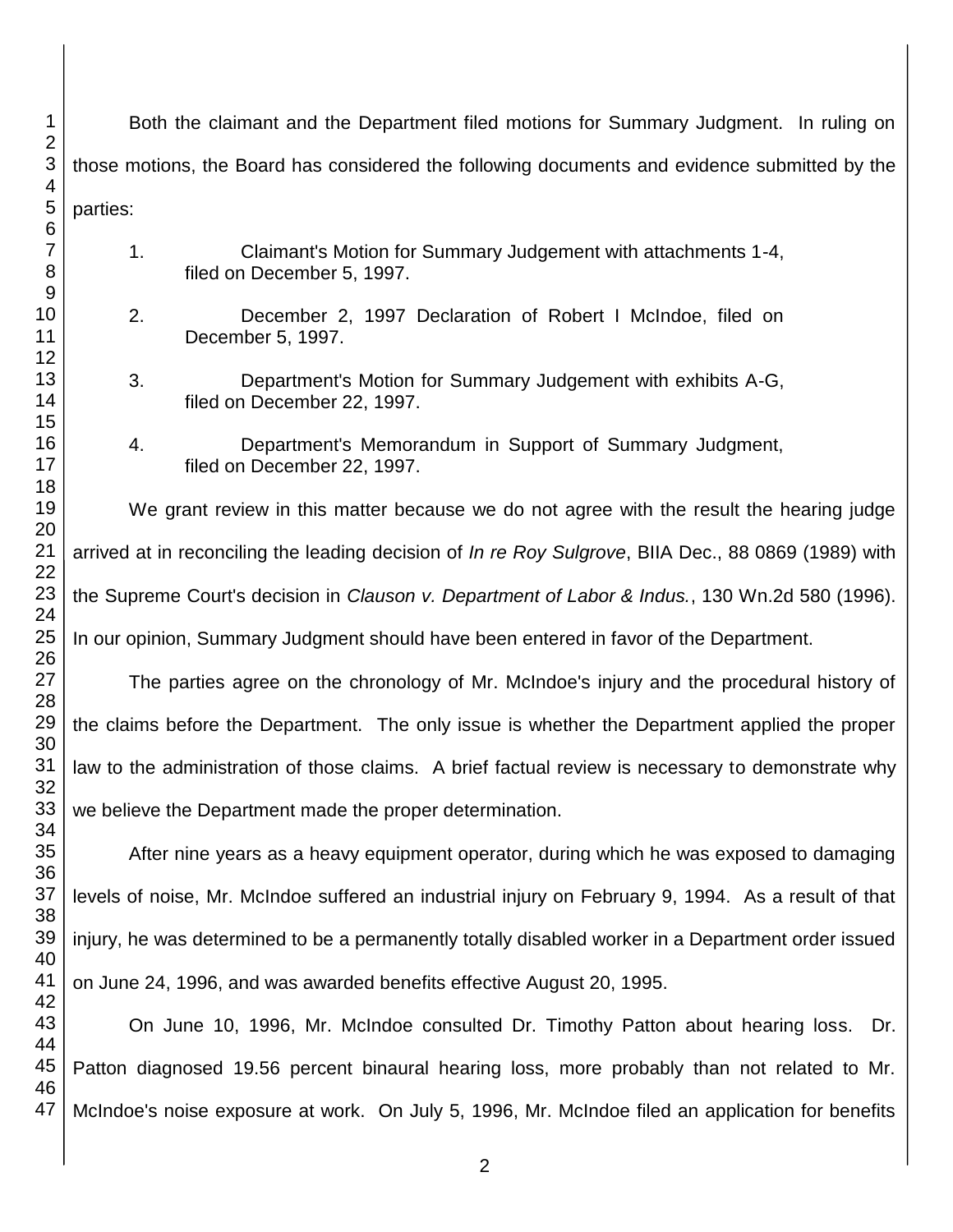Both the claimant and the Department filed motions for Summary Judgment. In ruling on those motions, the Board has considered the following documents and evidence submitted by the parties:

1. Claimant's Motion for Summary Judgement with attachments 1-4, filed on December 5, 1997.

2. December 2, 1997 Declaration of Robert I McIndoe, filed on December 5, 1997.

3. Department's Motion for Summary Judgement with exhibits A-G, filed on December 22, 1997.

4. Department's Memorandum in Support of Summary Judgment, filed on December 22, 1997.

We grant review in this matter because we do not agree with the result the hearing judge arrived at in reconciling the leading decision of *In re Roy Sulgrove*, BIIA Dec., 88 0869 (1989) with the Supreme Court's decision in *Clauson v. Department of Labor & Indus.*, 130 Wn.2d 580 (1996). In our opinion, Summary Judgment should have been entered in favor of the Department.

The parties agree on the chronology of Mr. McIndoe's injury and the procedural history of the claims before the Department. The only issue is whether the Department applied the proper law to the administration of those claims. A brief factual review is necessary to demonstrate why we believe the Department made the proper determination.

After nine years as a heavy equipment operator, during which he was exposed to damaging levels of noise, Mr. McIndoe suffered an industrial injury on February 9, 1994. As a result of that injury, he was determined to be a permanently totally disabled worker in a Department order issued on June 24, 1996, and was awarded benefits effective August 20, 1995.

On June 10, 1996, Mr. McIndoe consulted Dr. Timothy Patton about hearing loss. Dr. Patton diagnosed 19.56 percent binaural hearing loss, more probably than not related to Mr. McIndoe's noise exposure at work. On July 5, 1996, Mr. McIndoe filed an application for benefits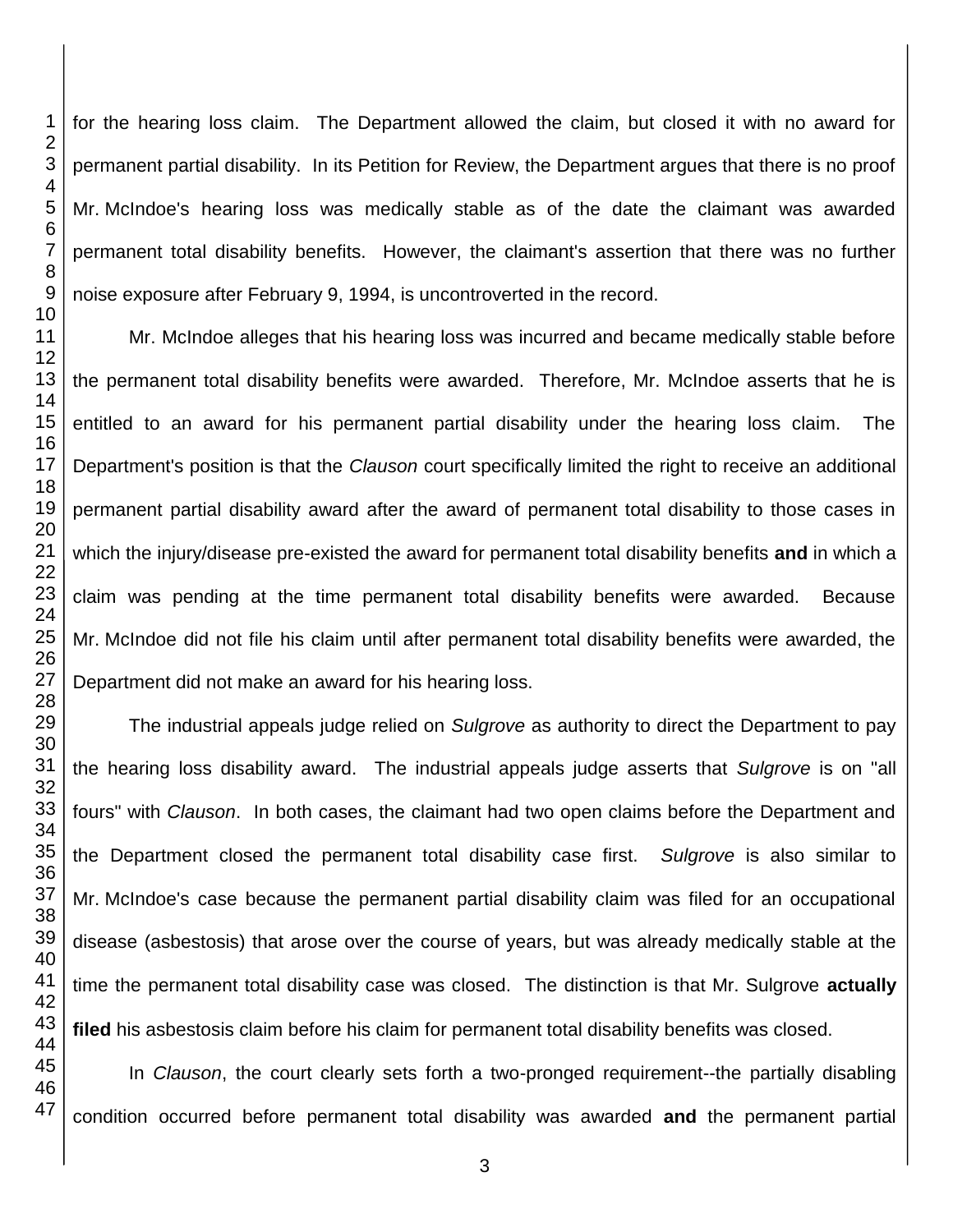for the hearing loss claim. The Department allowed the claim, but closed it with no award for permanent partial disability. In its Petition for Review, the Department argues that there is no proof Mr. McIndoe's hearing loss was medically stable as of the date the claimant was awarded permanent total disability benefits. However, the claimant's assertion that there was no further noise exposure after February 9, 1994, is uncontroverted in the record.

Mr. McIndoe alleges that his hearing loss was incurred and became medically stable before the permanent total disability benefits were awarded. Therefore, Mr. McIndoe asserts that he is entitled to an award for his permanent partial disability under the hearing loss claim. The Department's position is that the *Clauson* court specifically limited the right to receive an additional permanent partial disability award after the award of permanent total disability to those cases in which the injury/disease pre-existed the award for permanent total disability benefits **and** in which a claim was pending at the time permanent total disability benefits were awarded. Because Mr. McIndoe did not file his claim until after permanent total disability benefits were awarded, the Department did not make an award for his hearing loss.

The industrial appeals judge relied on *Sulgrove* as authority to direct the Department to pay the hearing loss disability award. The industrial appeals judge asserts that *Sulgrove* is on "all fours" with *Clauson*. In both cases, the claimant had two open claims before the Department and the Department closed the permanent total disability case first. *Sulgrove* is also similar to Mr. McIndoe's case because the permanent partial disability claim was filed for an occupational disease (asbestosis) that arose over the course of years, but was already medically stable at the time the permanent total disability case was closed. The distinction is that Mr. Sulgrove **actually filed** his asbestosis claim before his claim for permanent total disability benefits was closed.

In *Clauson*, the court clearly sets forth a two-pronged requirement--the partially disabling condition occurred before permanent total disability was awarded **and** the permanent partial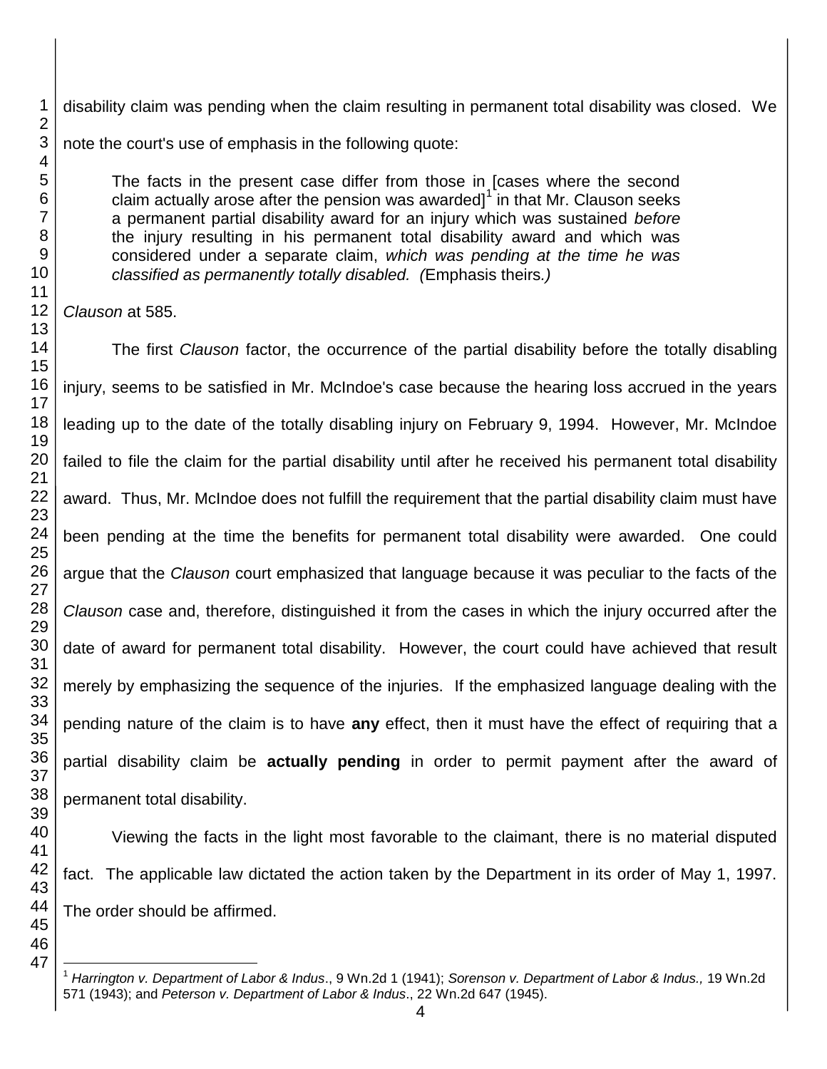disability claim was pending when the claim resulting in permanent total disability was closed. We note the court's use of emphasis in the following quote:

> The facts in the present case differ from those in [cases where the second claim actually arose after the pension was awarded][1] in that Mr. Clauson seeks a permanent partial disability award for an injury which was sustained *before* the injury resulting in his permanent total disability award and which was considered under a separate claim, *which was pending at the time he was classified as permanently totally disabled. (*Emphasis theirs*.)*

*Clauson* at 585.

The first *Clauson* factor, the occurrence of the partial disability before the totally disabling injury, seems to be satisfied in Mr. McIndoe's case because the hearing loss accrued in the years leading up to the date of the totally disabling injury on February 9, 1994. However, Mr. McIndoe failed to file the claim for the partial disability until after he received his permanent total disability award. Thus, Mr. McIndoe does not fulfill the requirement that the partial disability claim must have been pending at the time the benefits for permanent total disability were awarded. One could argue that the *Clauson* court emphasized that language because it was peculiar to the facts of the *Clauson* case and, therefore, distinguished it from the cases in which the injury occurred after the date of award for permanent total disability. However, the court could have achieved that result merely by emphasizing the sequence of the injuries. If the emphasized language dealing with the pending nature of the claim is to have **any** effect, then it must have the effect of requiring that a partial disability claim be **actually pending** in order to permit payment after the award of permanent total disability.

Viewing the facts in the light most favorable to the claimant, there is no material disputed fact. The applicable law dictated the action taken by the Department in its order of May 1, 1997. The order should be affirmed.

---

[1] *Harrington v. Department of Labor & Indus*., 9 Wn.2d 1 (1941); *Sorenson v. Department of Labor & Indus.,* 19 Wn.2d 571 (1943); and *Peterson v. Department of Labor & Indus*., 22 Wn.2d 647 (1945).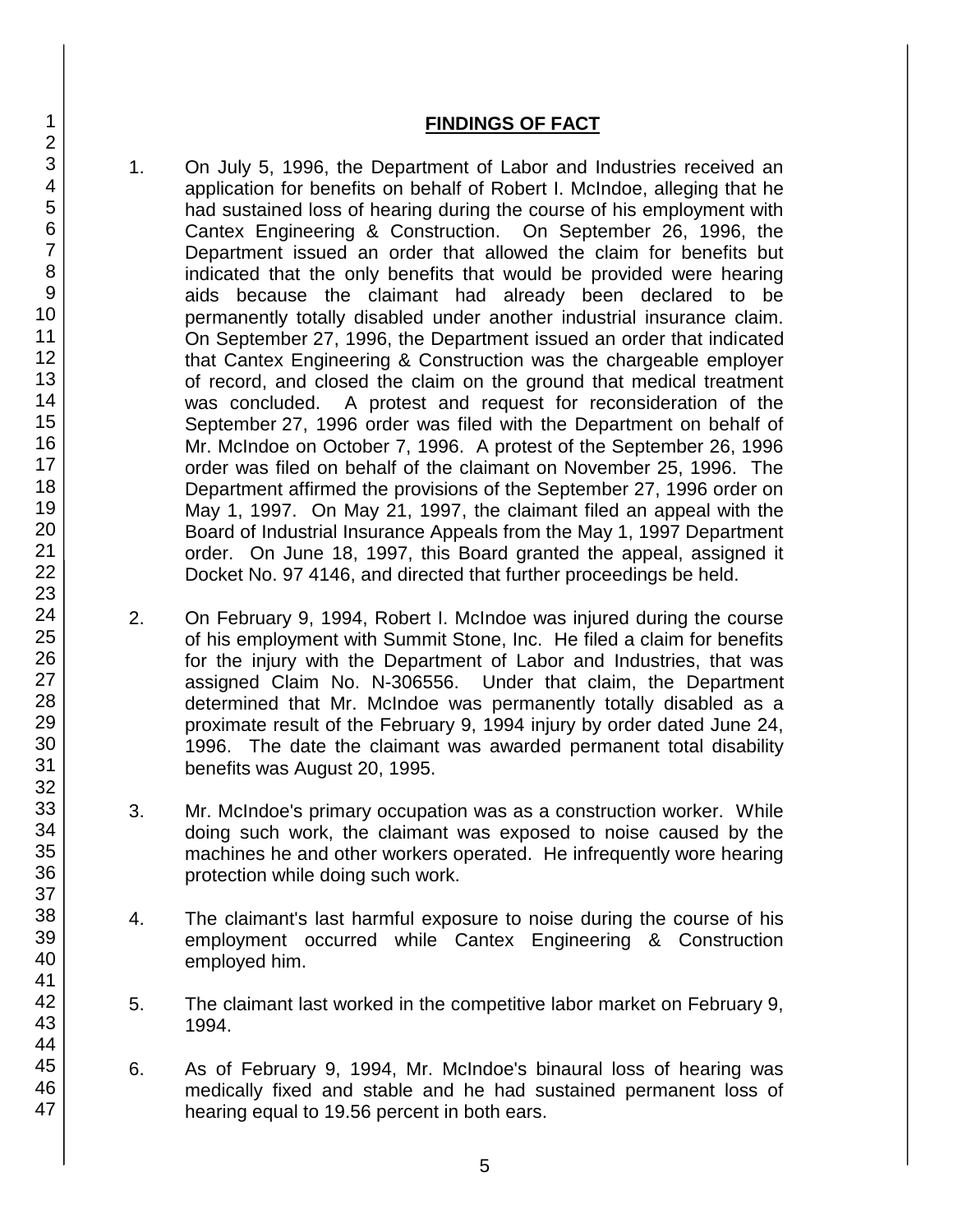## FINDINGS OF FACT

1. On July 5, 1996, the Department of Labor and Industries received an application for benefits on behalf of Robert I. McIndoe, alleging that he had sustained loss of hearing during the course of his employment with Cantex Engineering & Construction. On September 26, 1996, the Department issued an order that allowed the claim for benefits but indicated that the only benefits that would be provided were hearing aids because the claimant had already been declared to be permanently totally disabled under another industrial insurance claim. On September 27, 1996, the Department issued an order that indicated that Cantex Engineering & Construction was the chargeable employer of record, and closed the claim on the ground that medical treatment was concluded. A protest and request for reconsideration of the September 27, 1996 order was filed with the Department on behalf of Mr. McIndoe on October 7, 1996. A protest of the September 26, 1996 order was filed on behalf of the claimant on November 25, 1996. The Department affirmed the provisions of the September 27, 1996 order on May 1, 1997. On May 21, 1997, the claimant filed an appeal with the Board of Industrial Insurance Appeals from the May 1, 1997 Department order. On June 18, 1997, this Board granted the appeal, assigned it Docket No. 97 4146, and directed that further proceedings be held.

2. On February 9, 1994, Robert I. McIndoe was injured during the course of his employment with Summit Stone, Inc. He filed a claim for benefits for the injury with the Department of Labor and Industries, that was assigned Claim No. N-306556. Under that claim, the Department determined that Mr. McIndoe was permanently totally disabled as a proximate result of the February 9, 1994 injury by order dated June 24, 1996. The date the claimant was awarded permanent total disability benefits was August 20, 1995.

3. Mr. McIndoe's primary occupation was as a construction worker. While doing such work, the claimant was exposed to noise caused by the machines he and other workers operated. He infrequently wore hearing protection while doing such work.

4. The claimant's last harmful exposure to noise during the course of his employment occurred while Cantex Engineering & Construction employed him.

5. The claimant last worked in the competitive labor market on February 9, 1994.

6. As of February 9, 1994, Mr. McIndoe's binaural loss of hearing was medically fixed and stable and he had sustained permanent loss of hearing equal to 19.56 percent in both ears.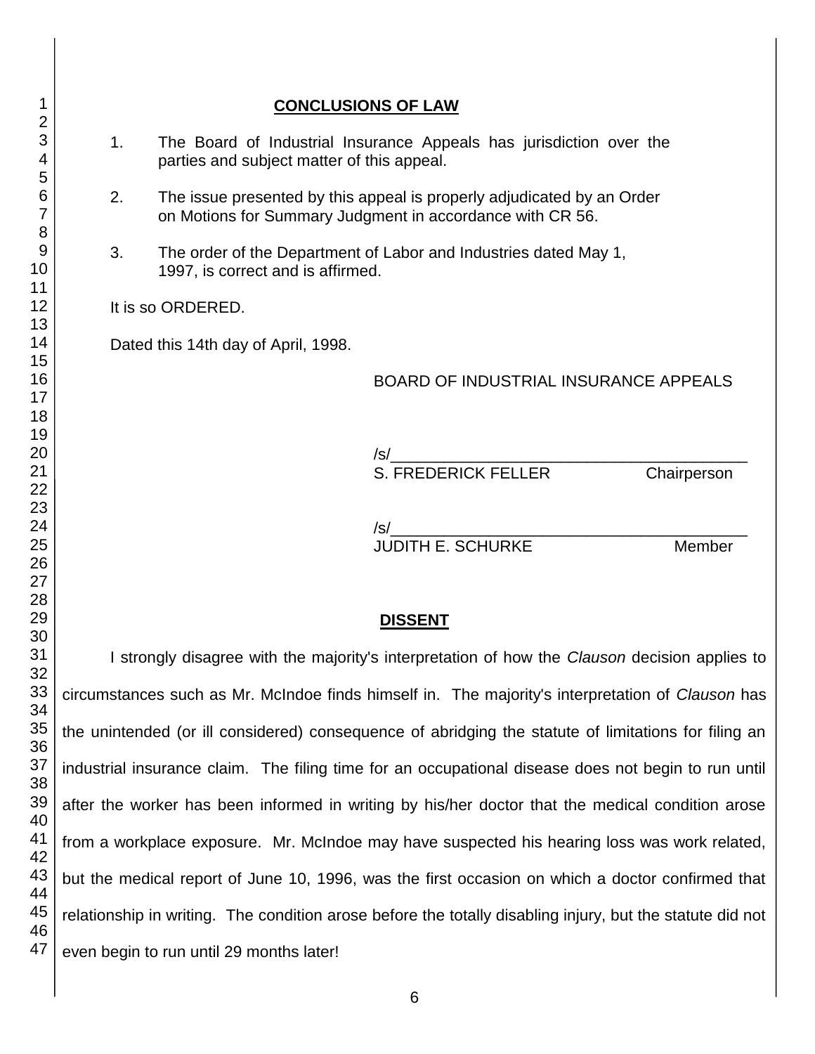## CONCLUSIONS OF LAW

1. The Board of Industrial Insurance Appeals has jurisdiction over the parties and subject matter of this appeal.

2. The issue presented by this appeal is properly adjudicated by an Order on Motions for Summary Judgment in accordance with CR 56.

3. The order of the Department of Labor and Industries dated May 1, 1997, is correct and is affirmed.

It is so ORDERED.

Dated this 14th day of April, 1998.

BOARD OF INDUSTRIAL INSURANCE APPEALS

/s/______________________________
S. FREDERICK FELLER Chairperson

/s/______________________________
JUDITH E. SCHURKE Member

## DISSENT

I strongly disagree with the majority's interpretation of how the *Clauson* decision applies to circumstances such as Mr. McIndoe finds himself in. The majority's interpretation of *Clauson* has the unintended (or ill considered) consequence of abridging the statute of limitations for filing an industrial insurance claim. The filing time for an occupational disease does not begin to run until after the worker has been informed in writing by his/her doctor that the medical condition arose from a workplace exposure. Mr. McIndoe may have suspected his hearing loss was work related, but the medical report of June 10, 1996, was the first occasion on which a doctor confirmed that relationship in writing. The condition arose before the totally disabling injury, but the statute did not even begin to run until 29 months later!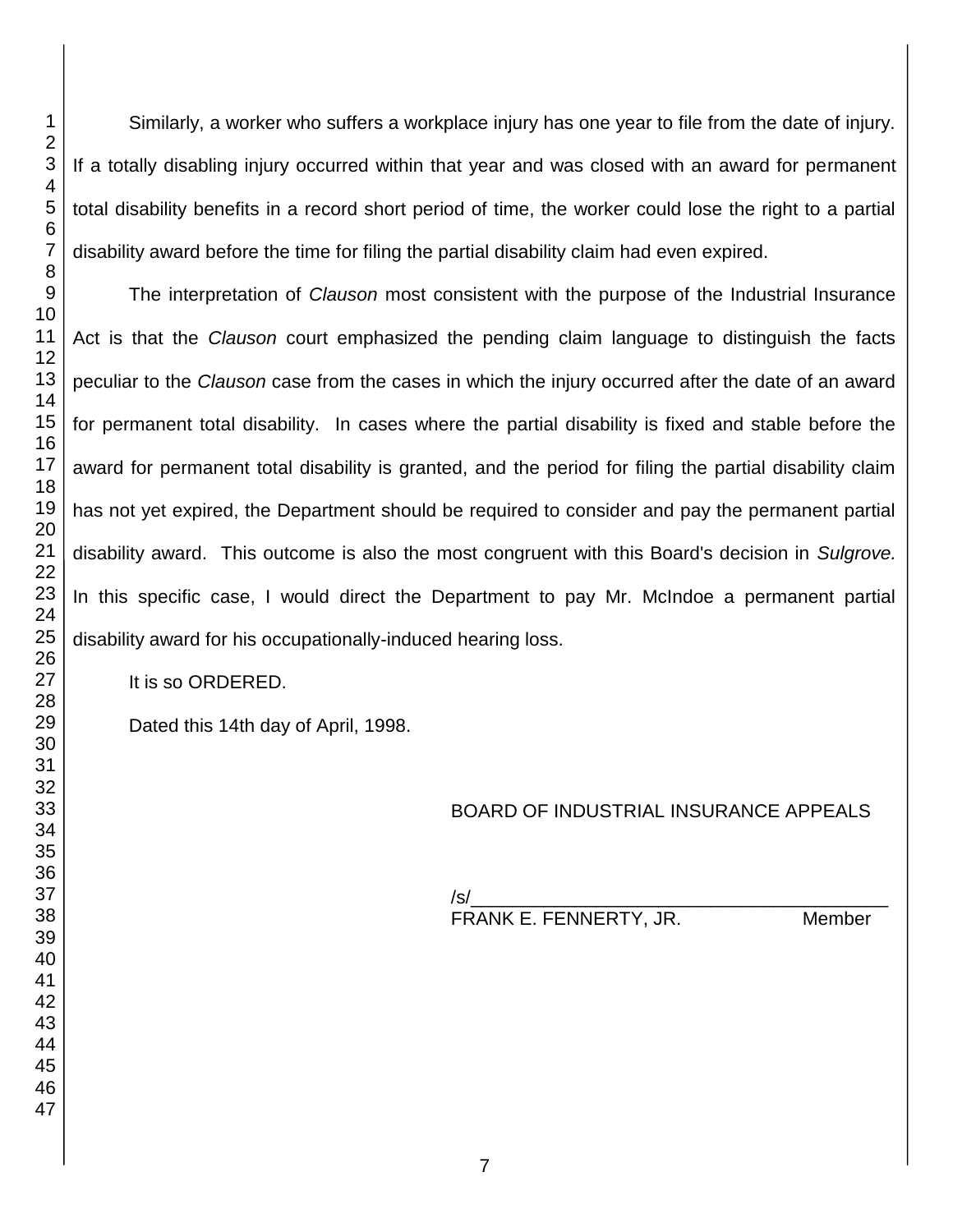Similarly, a worker who suffers a workplace injury has one year to file from the date of injury. If a totally disabling injury occurred within that year and was closed with an award for permanent total disability benefits in a record short period of time, the worker could lose the right to a partial disability award before the time for filing the partial disability claim had even expired.

The interpretation of *Clauson* most consistent with the purpose of the Industrial Insurance Act is that the *Clauson* court emphasized the pending claim language to distinguish the facts peculiar to the *Clauson* case from the cases in which the injury occurred after the date of an award for permanent total disability. In cases where the partial disability is fixed and stable before the award for permanent total disability is granted, and the period for filing the partial disability claim has not yet expired, the Department should be required to consider and pay the permanent partial disability award. This outcome is also the most congruent with this Board's decision in *Sulgrove.* In this specific case, I would direct the Department to pay Mr. McIndoe a permanent partial disability award for his occupationally-induced hearing loss.

It is so ORDERED.

Dated this 14th day of April, 1998.

BOARD OF INDUSTRIAL INSURANCE APPEALS

/s/_________________________________________
FRANK E. FENNERTY, JR. Member